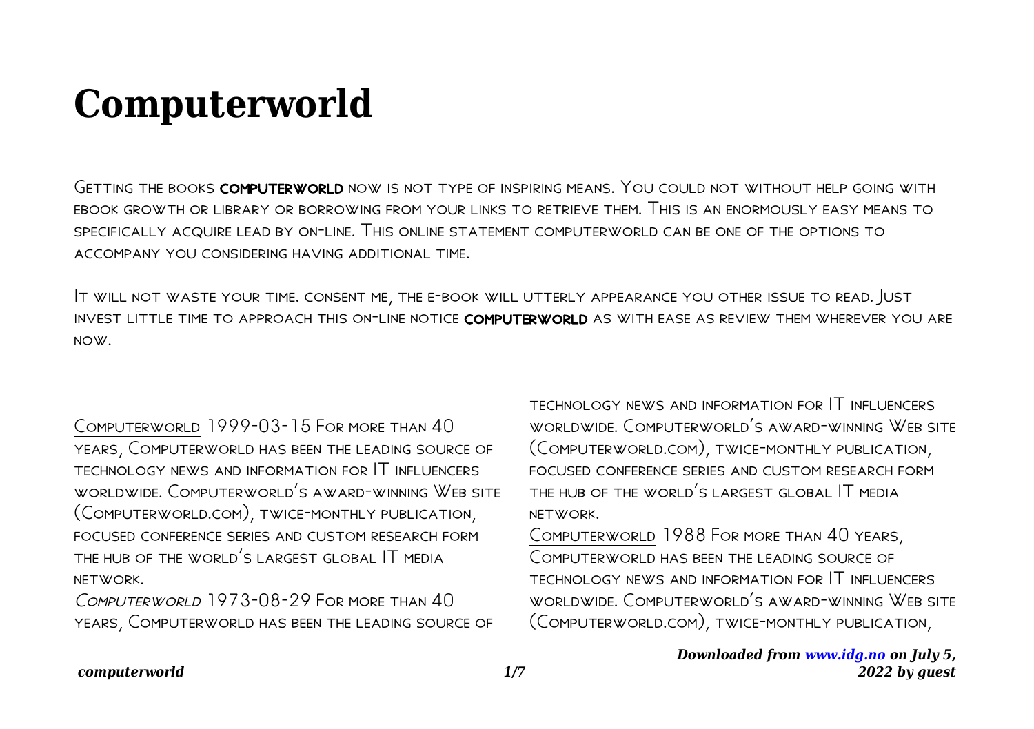# Computerworld

Getting the books **computerworld** now is not type of inspiring means. You could not without help going with ebook growth or library or borrowing from your links to retrieve them. This is an enormously easy means to specifically acquire lead by on-line. This online statement computerworld can be one of the options to accompany you considering having additional time.

It will not waste your time. consent me, the e-book will utterly appearance you other issue to read. Just invest little time to approach this on-line notice **computerworld** as with ease as review them wherever you are now.

Computerworld 1999-03-15 For more than 40 years, Computerworld has been the leading source of technology news and information for IT influencers worldwide. Computerworld's award-winning Web site (Computerworld.com), twice-monthly publication, focused conference series and custom research form the hub of the world's largest global IT media network.

*Computerworld* 1973-08-29 For more than 40 years, Computerworld has been the leading source of technology news and information for IT influencers worldwide. Computerworld's award-winning Web site (Computerworld.com), twice-monthly publication, focused conference series and custom research form the hub of the world's largest global IT media network.

Computerworld 1988 For more than 40 years, Computerworld has been the leading source of technology news and information for IT influencers worldwide. Computerworld's award-winning Web site (Computerworld.com), twice-monthly publication,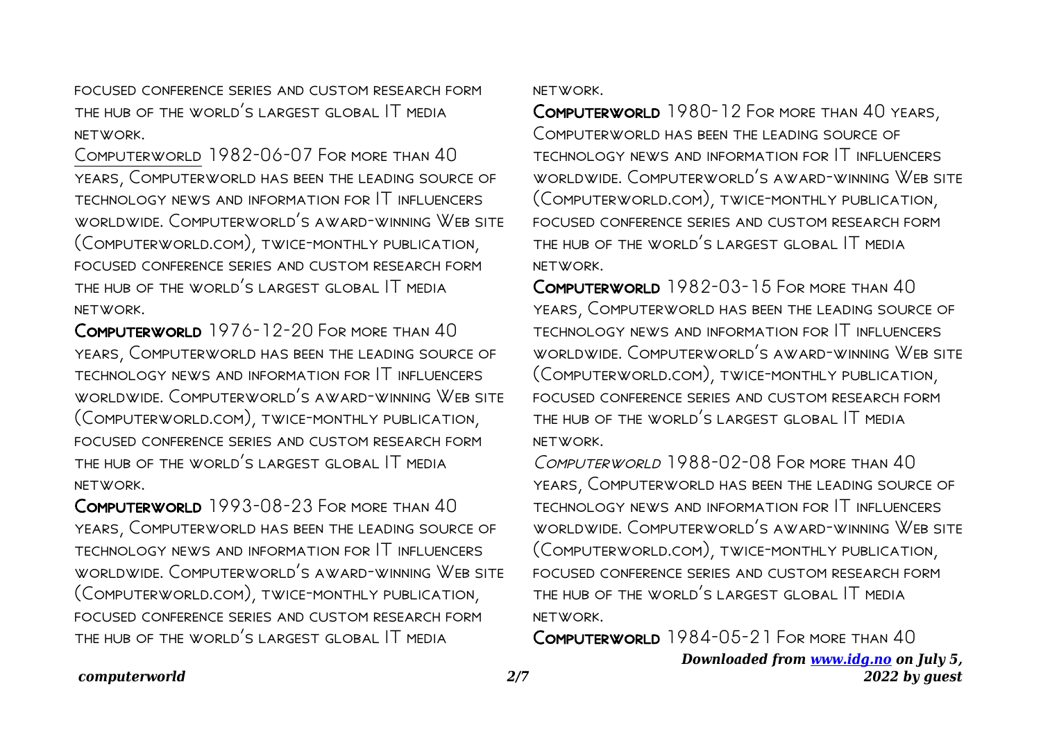focused conference series and custom research form the hub of the world's largest global IT media network.

Computerworld 1982-06-07 For more than 40 years, Computerworld has been the leading source of technology news and information for IT influencers worldwide. Computerworld's award-winning Web site (Computerworld.com), twice-monthly publication, focused conference series and custom research form the hub of the world's largest global IT media network.

**Computerworld** 1976-12-20 For more than 40 years, Computerworld has been the leading source of technology news and information for IT influencers worldwide. Computerworld's award-winning Web site (Computerworld.com), twice-monthly publication, focused conference series and custom research form the hub of the world's largest global IT media network.

Computerworld 1993-08-23 For more than 40 years, Computerworld has been the leading source of technology news and information for IT influencers worldwide. Computerworld's award-winning Web site (Computerworld.com), twice-monthly publication, focused conference series and custom research form the hub of the world's largest global IT media network.

**Computerworld** 1980-12 For more than 40 years, Computerworld has been the leading source of technology news and information for IT influencers worldwide. Computerworld's award-winning Web site (Computerworld.com), twice-monthly publication, focused conference series and custom research form the hub of the world's largest global IT media network.

**Computerworld** 1982-03-15 For more than 40 years, Computerworld has been the leading source of technology news and information for IT influencers worldwide. Computerworld's award-winning Web site (Computerworld.com), twice-monthly publication, focused conference series and custom research form the hub of the world's largest global IT media network.

*Computerworld* 1988-02-08 For more than 40 years, Computerworld has been the leading source of technology news and information for IT influencers worldwide. Computerworld's award-winning Web site (Computerworld.com), twice-monthly publication, focused conference series and custom research form the hub of the world's largest global IT media network.

**Computerworld** 1984-05-21 For more than 40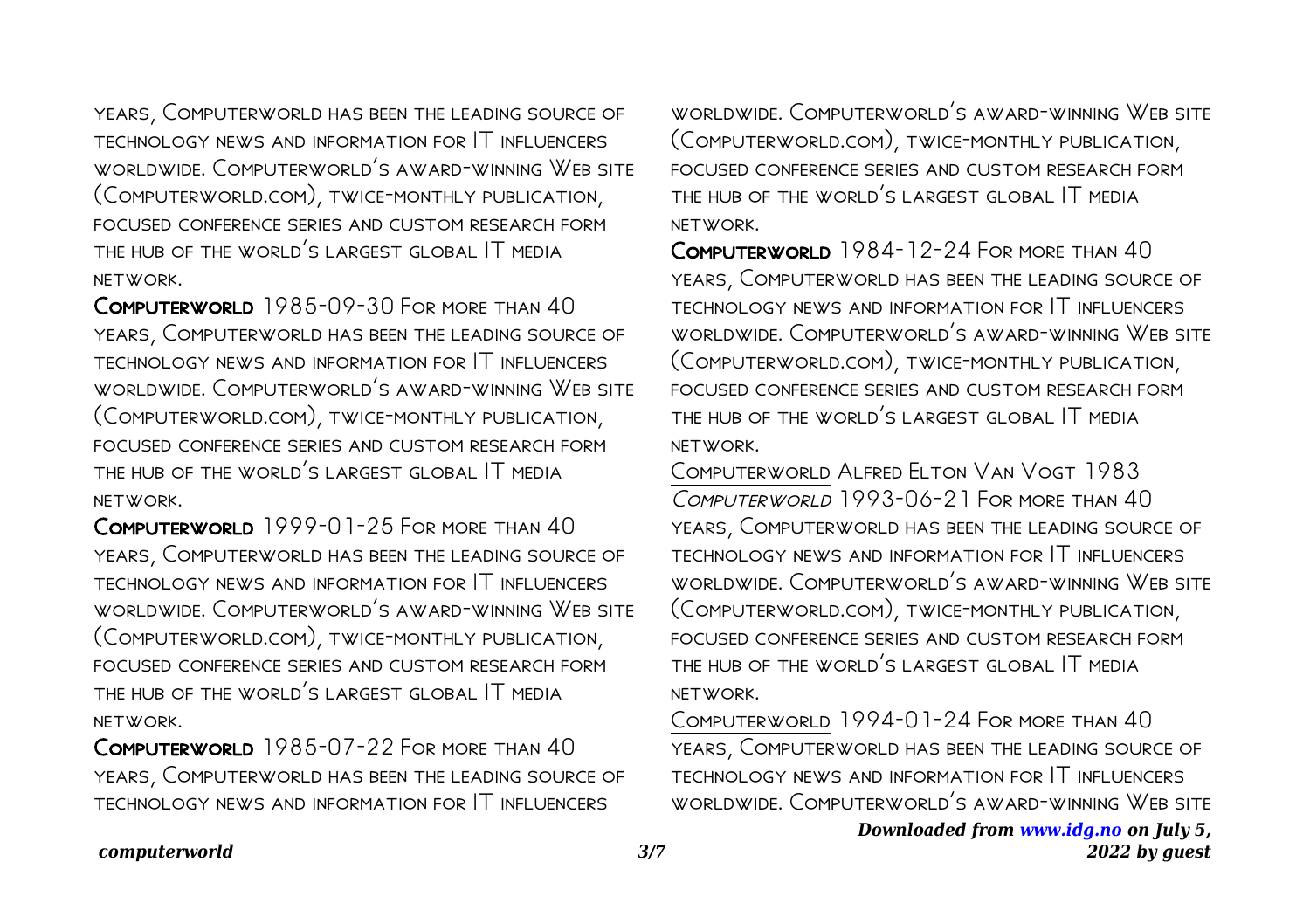years, Computerworld has been the leading source of technology news and information for IT influencers worldwide. Computerworld's award-winning Web site (Computerworld.com), twice-monthly publication, focused conference series and custom research form the hub of the world's largest global IT media network.

**Computerworld** 1985-09-30 For more than 40 years, Computerworld has been the leading source of technology news and information for IT influencers worldwide. Computerworld's award-winning Web site (Computerworld.com), twice-monthly publication, focused conference series and custom research form the hub of the world's largest global IT media network.

**Computerworld** 1999-01-25 For more than 40 years, Computerworld has been the leading source of technology news and information for IT influencers worldwide. Computerworld's award-winning Web site (Computerworld.com), twice-monthly publication, focused conference series and custom research form the hub of the world's largest global IT media network.

**Computerworld** 1985-07-22 For more than 40 years, Computerworld has been the leading source of technology news and information for IT influencers worldwide. Computerworld's award-winning Web site (Computerworld.com), twice-monthly publication, focused conference series and custom research form the hub of the world's largest global IT media network.

**Computerworld** 1984-12-24 For more than 40 years, Computerworld has been the leading source of technology news and information for IT influencers worldwide. Computerworld's award-winning Web site (Computerworld.com), twice-monthly publication, focused conference series and custom research form the hub of the world's largest global IT media network.

Computerworld Alfred Elton Van Vogt 1983

*Computerworld* 1993-06-21 For more than 40 years, Computerworld has been the leading source of technology news and information for IT influencers worldwide. Computerworld's award-winning Web site (Computerworld.com), twice-monthly publication, focused conference series and custom research form the hub of the world's largest global IT media network.

Computerworld 1994-01-24 For more than 40 years, Computerworld has been the leading source of technology news and information for IT influencers worldwide. Computerworld's award-winning Web site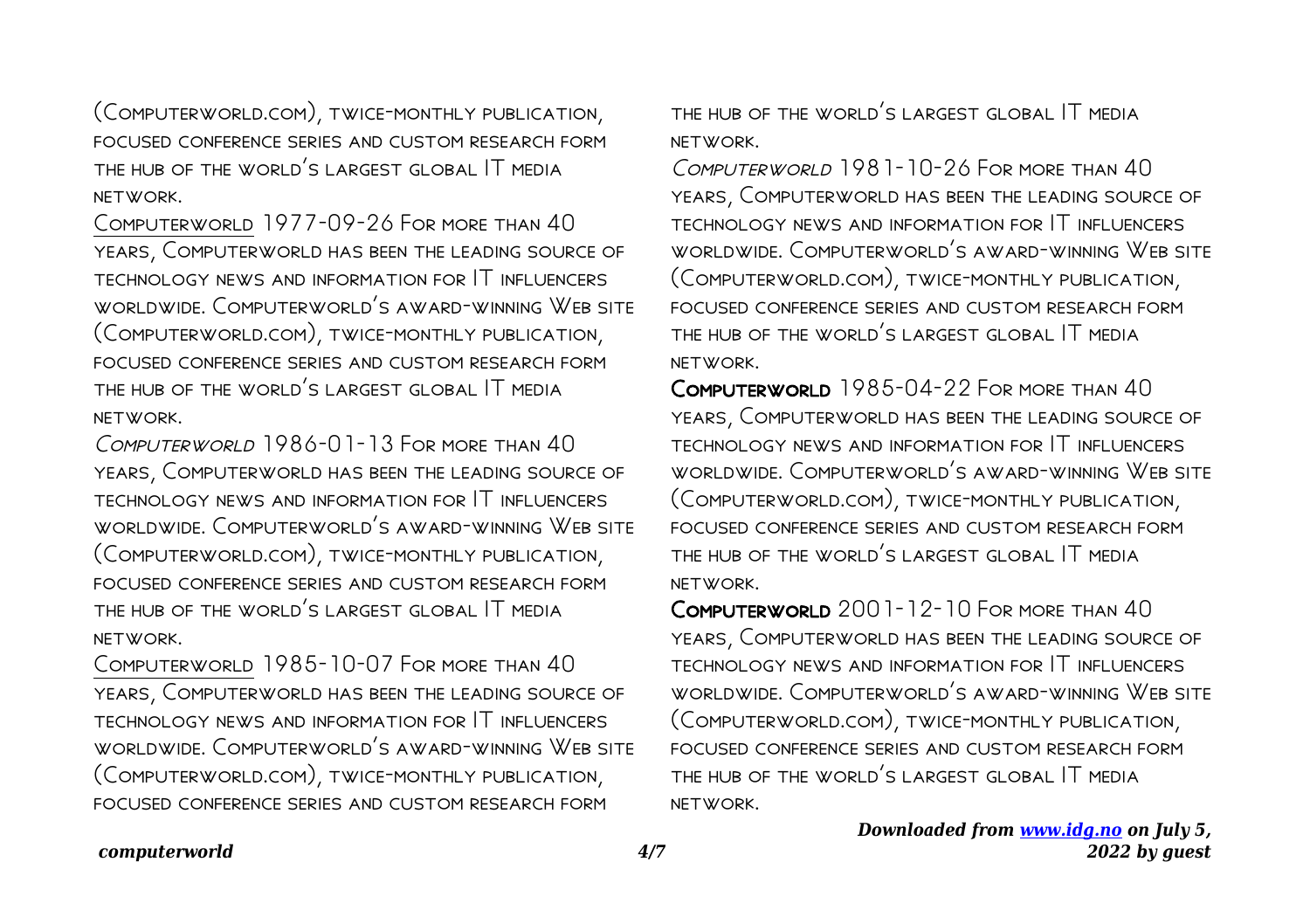(Computerworld.com), twice-monthly publication, focused conference series and custom research form the hub of the world's largest global IT media network.

Computerworld 1977-09-26 For more than 40 years, Computerworld has been the leading source of technology news and information for IT influencers worldwide. Computerworld's award-winning Web site (Computerworld.com), twice-monthly publication, focused conference series and custom research form the hub of the world's largest global IT media network.

*Computerworld* 1986-01-13 For more than 40 years, Computerworld has been the leading source of technology news and information for IT influencers worldwide. Computerworld's award-winning Web site (Computerworld.com), twice-monthly publication, focused conference series and custom research form the hub of the world's largest global IT media network.

Computerworld 1985-10-07 For more than 40 years, Computerworld has been the leading source of technology news and information for IT influencers worldwide. Computerworld's award-winning Web site (Computerworld.com), twice-monthly publication, focused conference series and custom research form the hub of the world's largest global IT media network.

*Computerworld* 1981-10-26 For more than 40 years, Computerworld has been the leading source of technology news and information for IT influencers worldwide. Computerworld's award-winning Web site (Computerworld.com), twice-monthly publication, focused conference series and custom research form the hub of the world's largest global IT media network.

**Computerworld** 1985-04-22 For more than 40 years, Computerworld has been the leading source of technology news and information for IT influencers worldwide. Computerworld's award-winning Web site (Computerworld.com), twice-monthly publication, focused conference series and custom research form the hub of the world's largest global IT media network.

**Computerworld** 2001-12-10 For more than 40 years, Computerworld has been the leading source of technology news and information for IT influencers worldwide. Computerworld's award-winning Web site (Computerworld.com), twice-monthly publication, focused conference series and custom research form the hub of the world's largest global IT media network.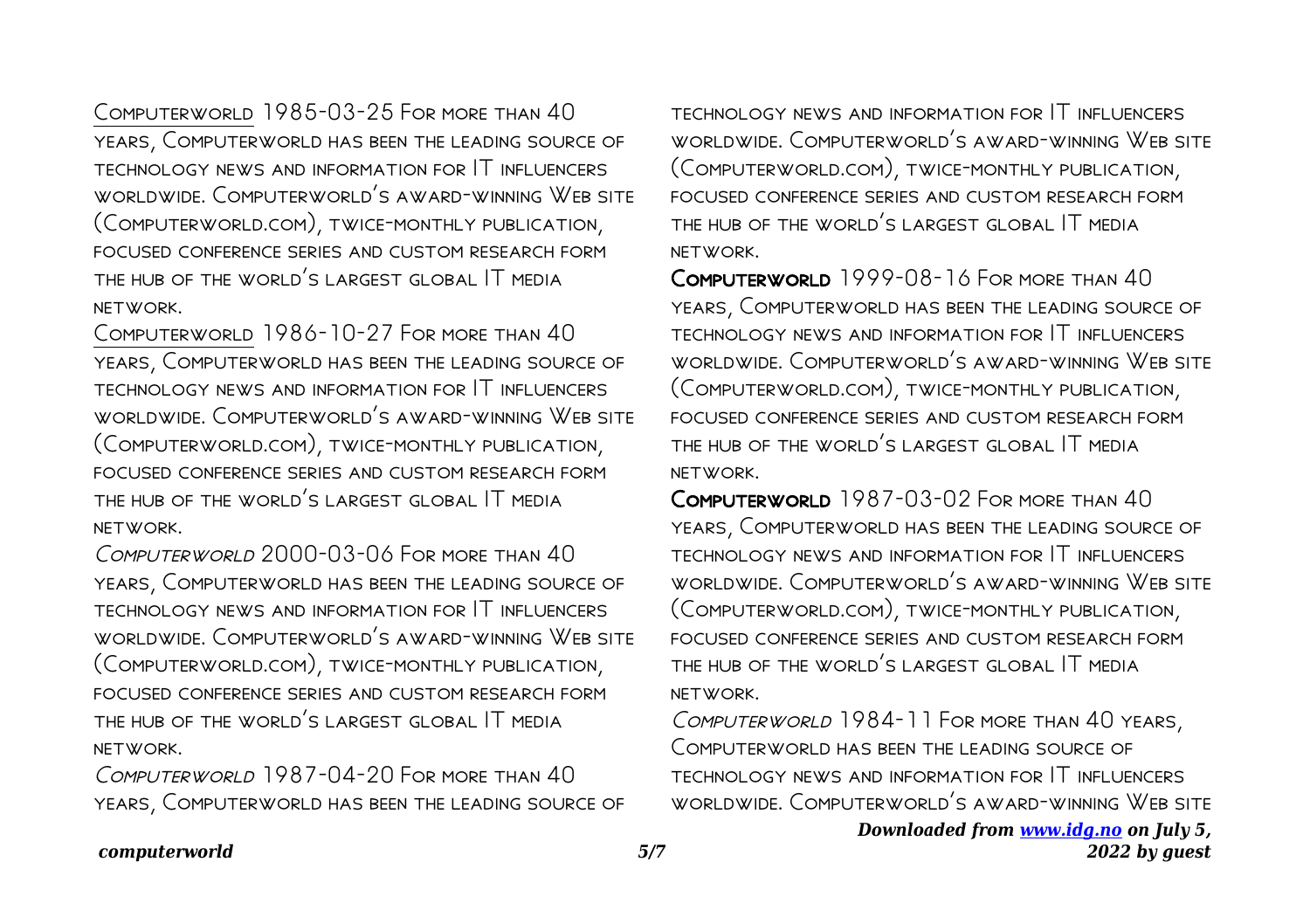Computerworld 1985-03-25 For more than 40 years, Computerworld has been the leading source of technology news and information for IT influencers worldwide. Computerworld's award-winning Web site (Computerworld.com), twice-monthly publication, focused conference series and custom research form the hub of the world's largest global IT media network.

Computerworld 1986-10-27 For more than 40 years, Computerworld has been the leading source of technology news and information for IT influencers worldwide. Computerworld's award-winning Web site (Computerworld.com), twice-monthly publication, focused conference series and custom research form the hub of the world's largest global IT media network.

*Computerworld* 2000-03-06 For more than 40 years, Computerworld has been the leading source of technology news and information for IT influencers worldwide. Computerworld's award-winning Web site (Computerworld.com), twice-monthly publication, focused conference series and custom research form the hub of the world's largest global IT media network.

*Computerworld* 1987-04-20 For more than 40 years, Computerworld has been the leading source of technology news and information for IT influencers worldwide. Computerworld's award-winning Web site (Computerworld.com), twice-monthly publication, focused conference series and custom research form the hub of the world's largest global IT media network.

**Computerworld** 1999-08-16 For more than 40 years, Computerworld has been the leading source of technology news and information for IT influencers worldwide. Computerworld's award-winning Web site (Computerworld.com), twice-monthly publication, focused conference series and custom research form the hub of the world's largest global IT media network.

**Computerworld** 1987-03-02 For more than 40 years, Computerworld has been the leading source of technology news and information for IT influencers worldwide. Computerworld's award-winning Web site (Computerworld.com), twice-monthly publication, focused conference series and custom research form the hub of the world's largest global IT media network.

*Computerworld* 1984-11 For more than 40 years, Computerworld has been the leading source of technology news and information for IT influencers worldwide. Computerworld's award-winning Web site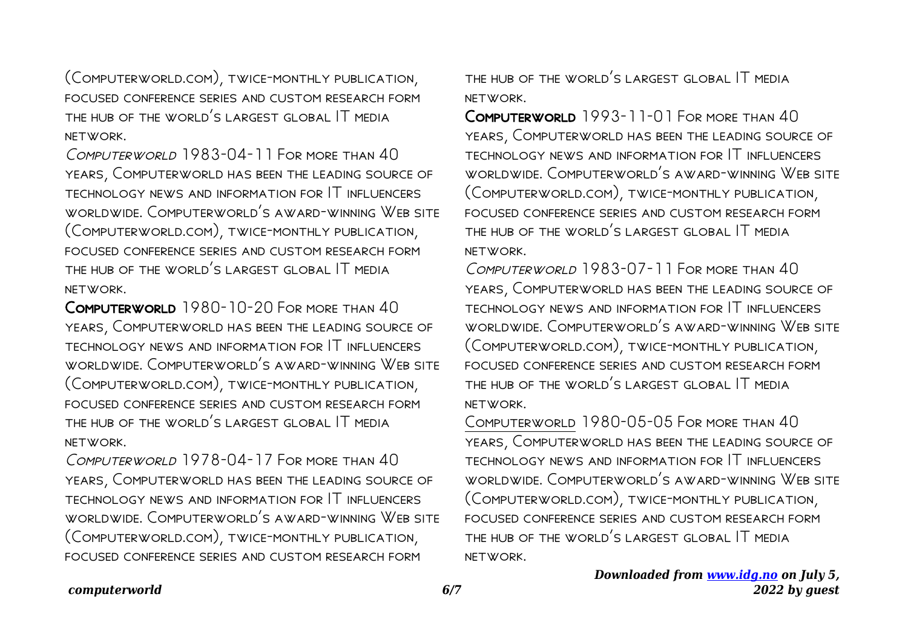(Computerworld.com), twice-monthly publication, focused conference series and custom research form the hub of the world's largest global IT media network.

*Computerworld* 1983-04-11 For more than 40 years, Computerworld has been the leading source of technology news and information for IT influencers worldwide. Computerworld's award-winning Web site (Computerworld.com), twice-monthly publication, focused conference series and custom research form the hub of the world's largest global IT media network.

**Computerworld** 1980-10-20 For more than 40 years, Computerworld has been the leading source of technology news and information for IT influencers worldwide. Computerworld's award-winning Web site (Computerworld.com), twice-monthly publication, focused conference series and custom research form the hub of the world's largest global IT media network.

*Computerworld* 1978-04-17 For more than 40 years, Computerworld has been the leading source of technology news and information for IT influencers worldwide. Computerworld's award-winning Web site (Computerworld.com), twice-monthly publication, focused conference series and custom research form the hub of the world's largest global IT media network.

**Computerworld** 1993-11-01 For more than 40 years, Computerworld has been the leading source of technology news and information for IT influencers worldwide. Computerworld's award-winning Web site (Computerworld.com), twice-monthly publication, focused conference series and custom research form the hub of the world's largest global IT media network.

*Computerworld* 1983-07-11 For more than 40 years, Computerworld has been the leading source of technology news and information for IT influencers worldwide. Computerworld's award-winning Web site (Computerworld.com), twice-monthly publication, focused conference series and custom research form the hub of the world's largest global IT media network.

Computerworld 1980-05-05 For more than 40 years, Computerworld has been the leading source of technology news and information for IT influencers worldwide. Computerworld's award-winning Web site (Computerworld.com), twice-monthly publication, focused conference series and custom research form the hub of the world's largest global IT media network.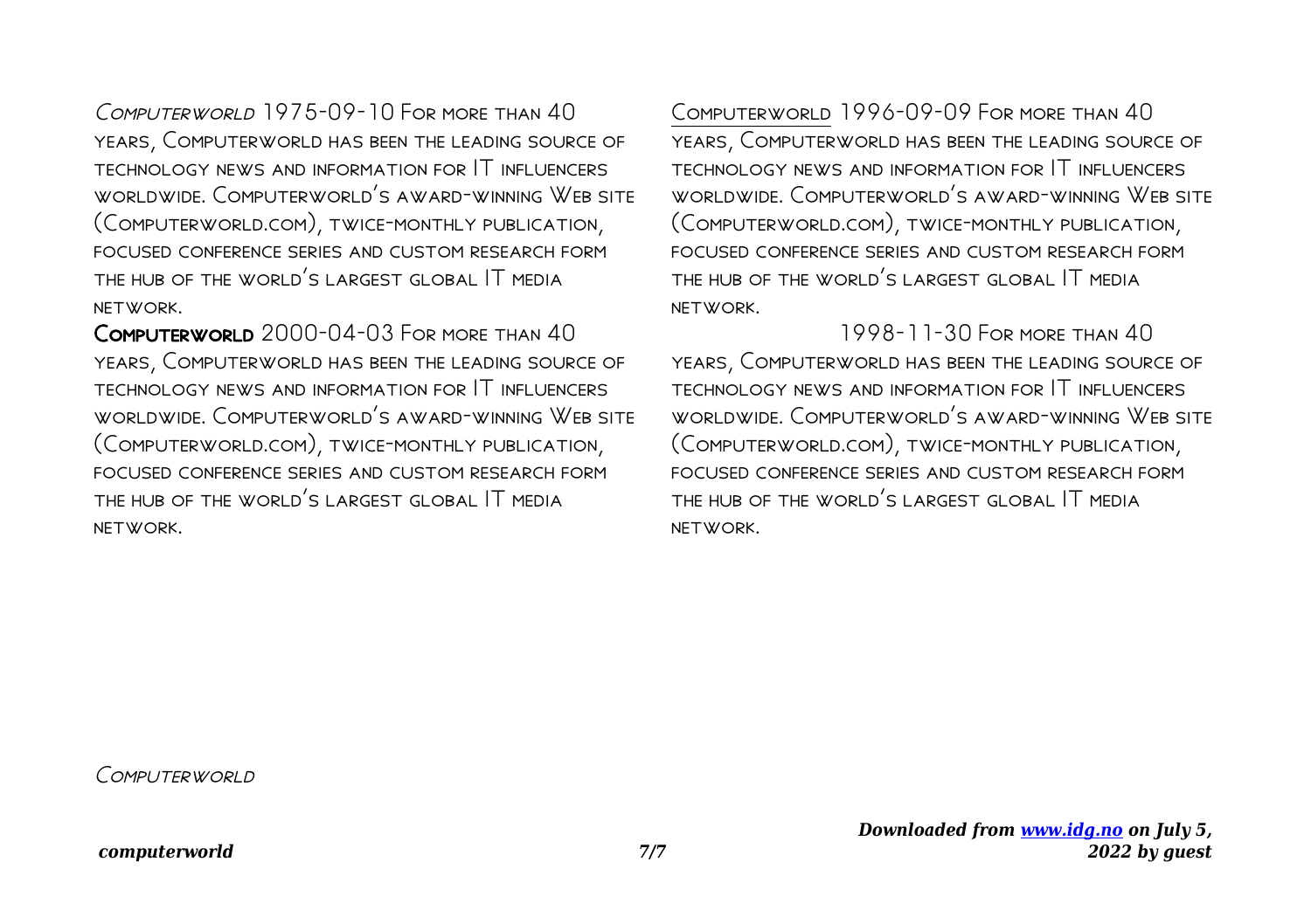*Computerworld* 1975-09-10 For more than 40 years, Computerworld has been the leading source of technology news and information for IT influencers worldwide. Computerworld's award-winning Web site (Computerworld.com), twice-monthly publication, focused conference series and custom research form the hub of the world's largest global IT media network.

**Computerworld** 2000-04-03 For more than 40 years, Computerworld has been the leading source of technology news and information for IT influencers worldwide. Computerworld's award-winning Web site (Computerworld.com), twice-monthly publication, focused conference series and custom research form the hub of the world's largest global IT media network.

Computerworld 1996-09-09 For more than 40 years, Computerworld has been the leading source of technology news and information for IT influencers worldwide. Computerworld's award-winning Web site (Computerworld.com), twice-monthly publication, focused conference series and custom research form the hub of the world's largest global IT media network.

1998-11-30 For more than 40 years, Computerworld has been the leading source of technology news and information for IT influencers worldwide. Computerworld's award-winning Web site (Computerworld.com), twice-monthly publication, focused conference series and custom research form the hub of the world's largest global IT media network.

*Computerworld*